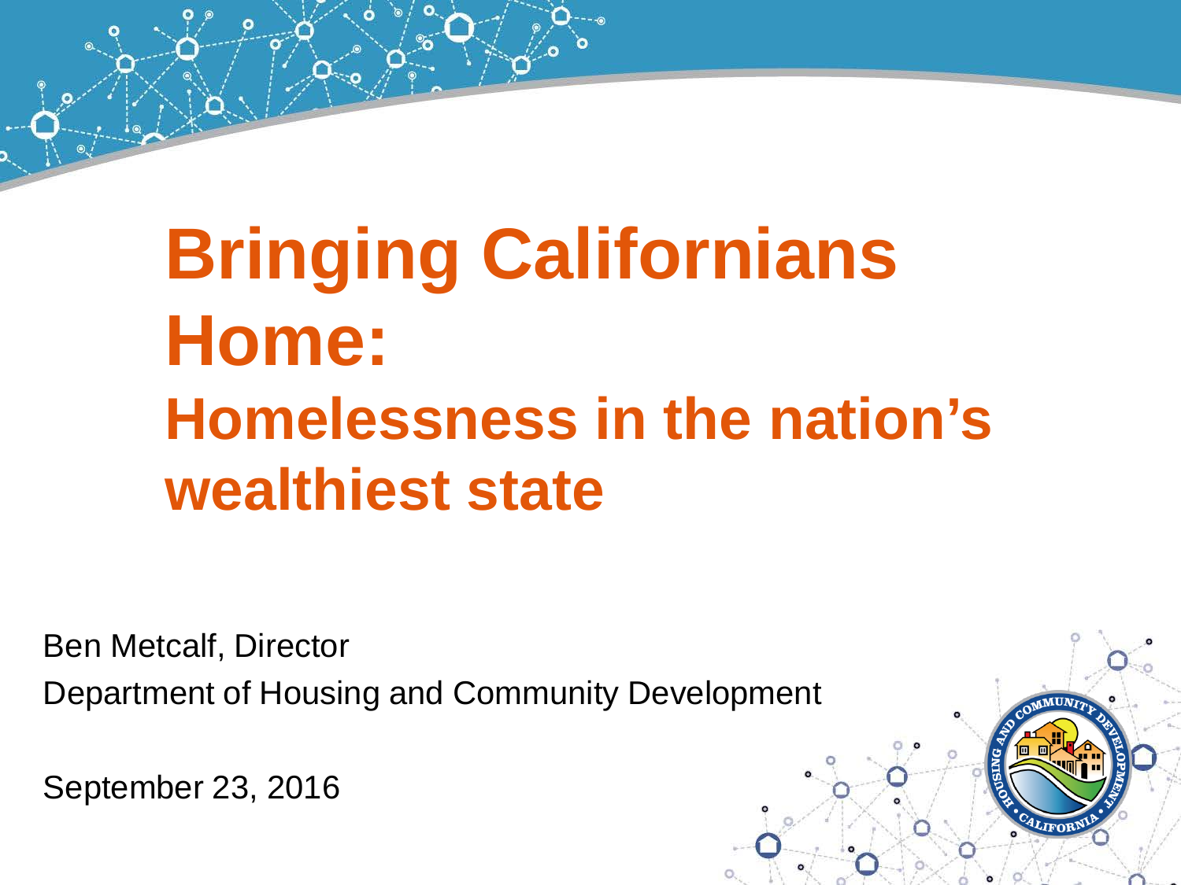# Bringing Californians Home:

## Homelessness in the nation's wealthiest state

Ben Metcalf, Director

Department of Housing and Community Development

September 23, 2016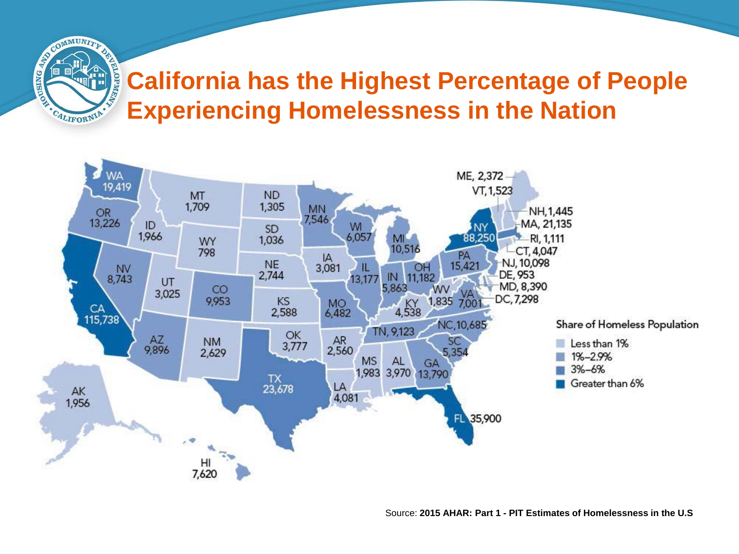# California has the Highest Percentage of People Experiencing Homelessness in the Nation

| State | Homeless Population |
| --- | --- |
| WA | 19,419 |
| OR | 13,226 |
| CA | 115,738 |
| ID | 1,966 |
| NV | 8,743 |
| MT | 1,709 |
| WY | 798 |
| UT | 3,025 |
| AZ | 9,896 |
| CO | 9,953 |
| NM | 2,629 |
| ND | 1,305 |
| SD | 1,036 |
| NE | 2,744 |
| KS | 2,588 |
| OK | 3,777 |
| TX | 23,678 |
| MN | 7,546 |
| IA | 3,081 |
| MO | 6,482 |
| AR | 2,560 |
| LA | 4,081 |
| WI | 6,057 |
| IL | 13,177 |
| MI | 10,516 |
| IN | 5,863 |
| OH | 11,182 |
| KY | 4,538 |
| TN | 9,123 |
| MS | 1,983 |
| AL | 3,970 |
| GA | 13,790 |
| FL | 35,900 |
| SC | 5,354 |
| NC | 10,685 |
| VA | 7,001 |
| WV | 1,835 |
| PA | 15,421 |
| NY | 88,250 |
| ME | 2,372 |
| VT | 1,523 |
| NH | 1,445 |
| MA | 21,135 |
| RI | 1,111 |
| CT | 4,047 |
| NJ | 10,098 |
| DE | 953 |
| MD | 8,390 |
| DC | 7,298 |
| AK | 1,956 |
| HI | 7,620 |

**Share of Homeless Population**

- Less than 1%
- 1%–2.9%
- 3%–6%
- Greater than 6%

Source: **2015 AHAR: Part 1 - PIT Estimates of Homelessness in the U.S**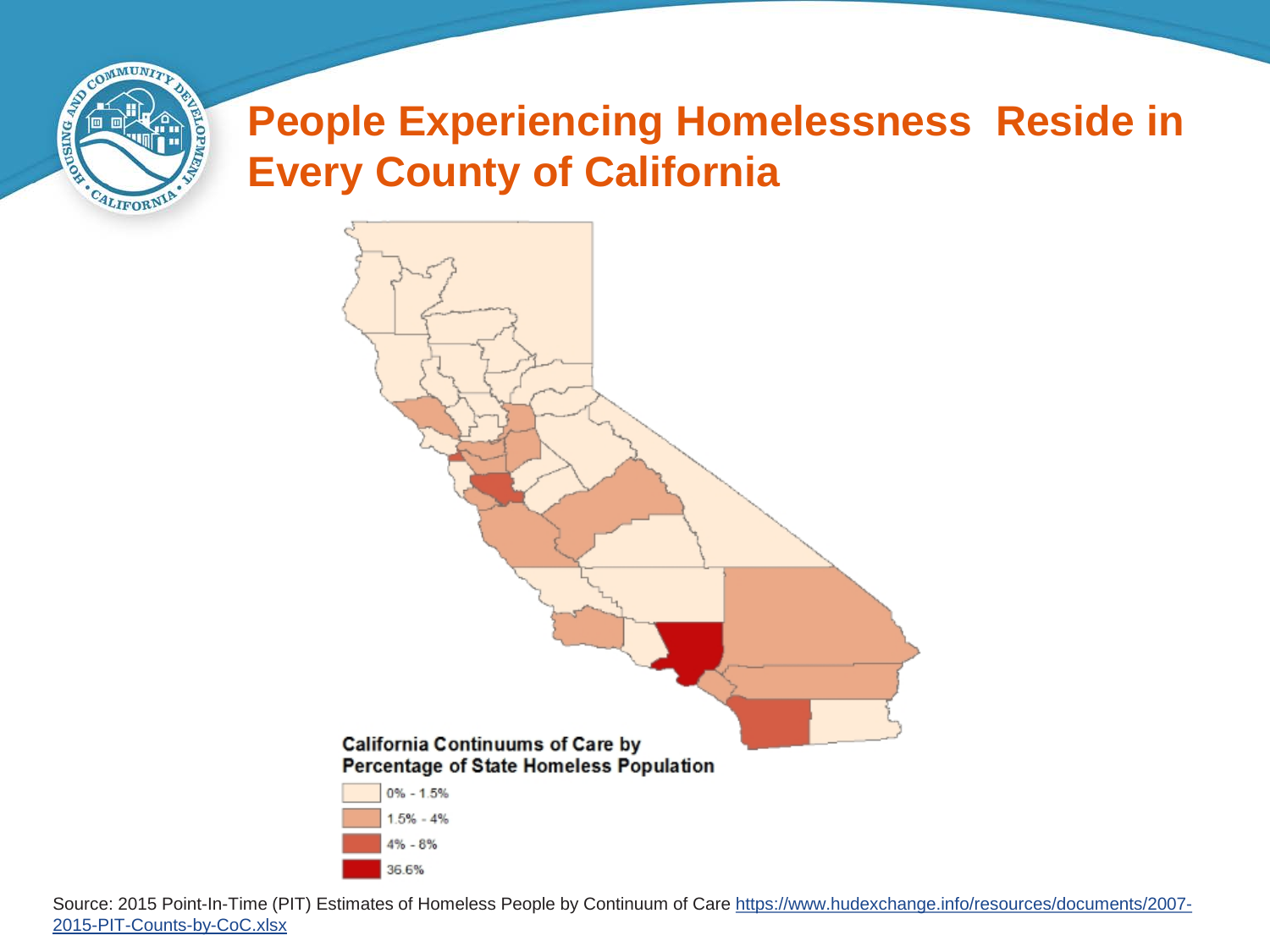# People Experiencing Homelessness Reside in Every County of California

**California Continuums of Care by Percentage of State Homeless Population**

- 0% - 1.5%
- 1.5% - 4%
- 4% - 8%
- 36.6%

Source: 2015 Point-In-Time (PIT) Estimates of Homeless People by Continuum of Care https://www.hudexchange.info/resources/documents/2007-2015-PIT-Counts-by-CoC.xlsx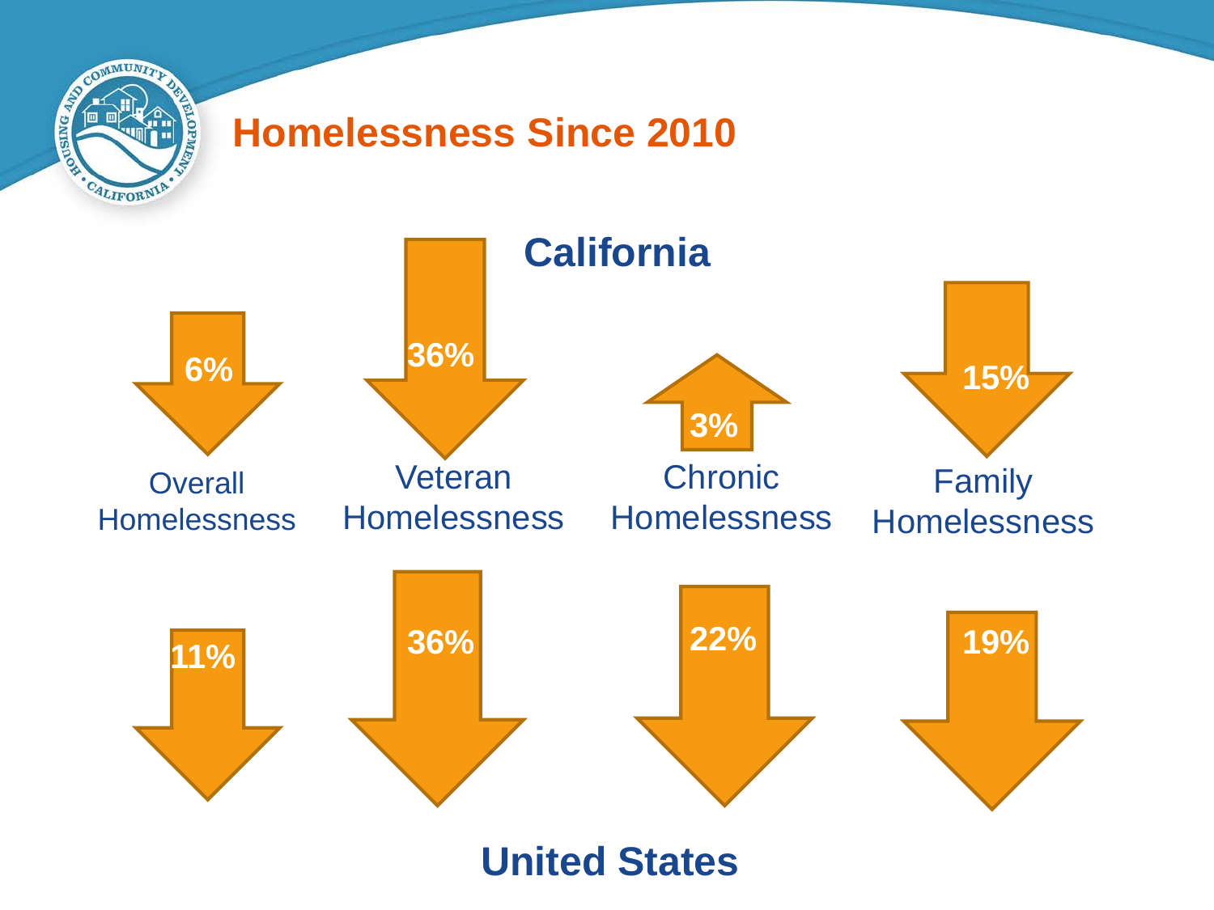# Homelessness Since 2010

| | Overall Homelessness | Veteran Homelessness | Chronic Homelessness | Family Homelessness |
|---|---|---|---|---|
| **California** | ↓ 6% | ↓ 36% | ↑ 3% | ↓ 15% |
| **United States** | ↓ 11% | ↓ 36% | ↓ 22% | ↓ 19% |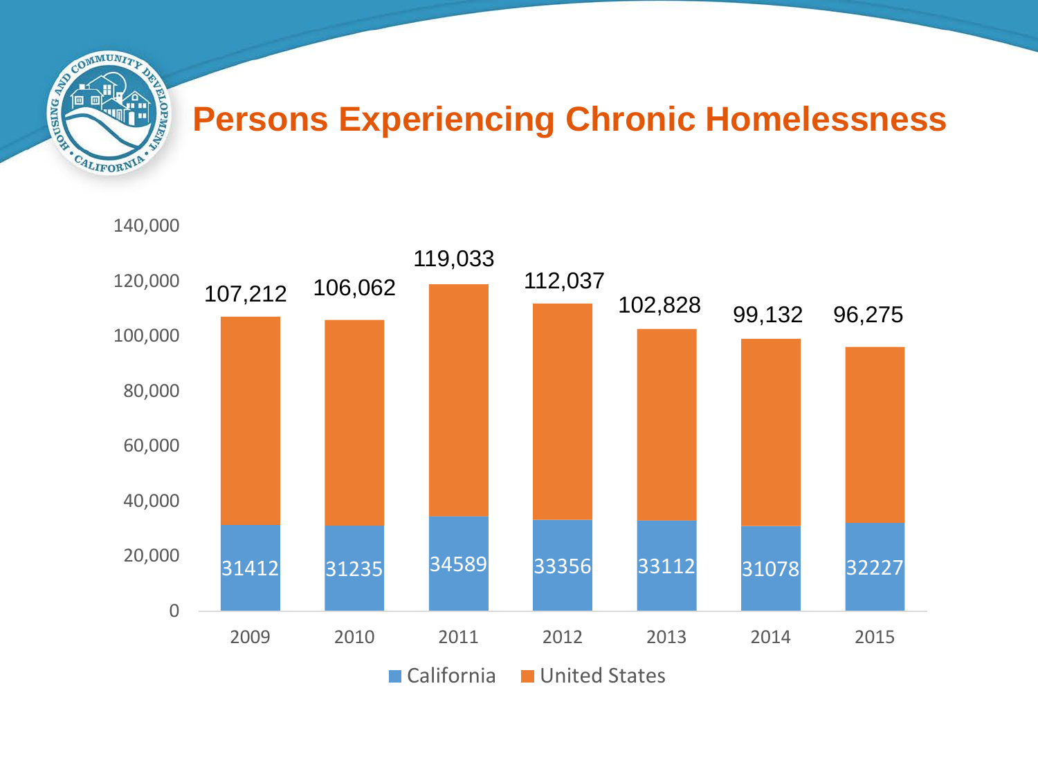# Persons Experiencing Chronic Homelessness

| Year | California | United States |
|---|---|---|
| 2009 | 31412 | 107,212 |
| 2010 | 31235 | 106,062 |
| 2011 | 34589 | 119,033 |
| 2012 | 33356 | 112,037 |
| 2013 | 33112 | 102,828 |
| 2014 | 31078 | 99,132 |
| 2015 | 32227 | 96,275 |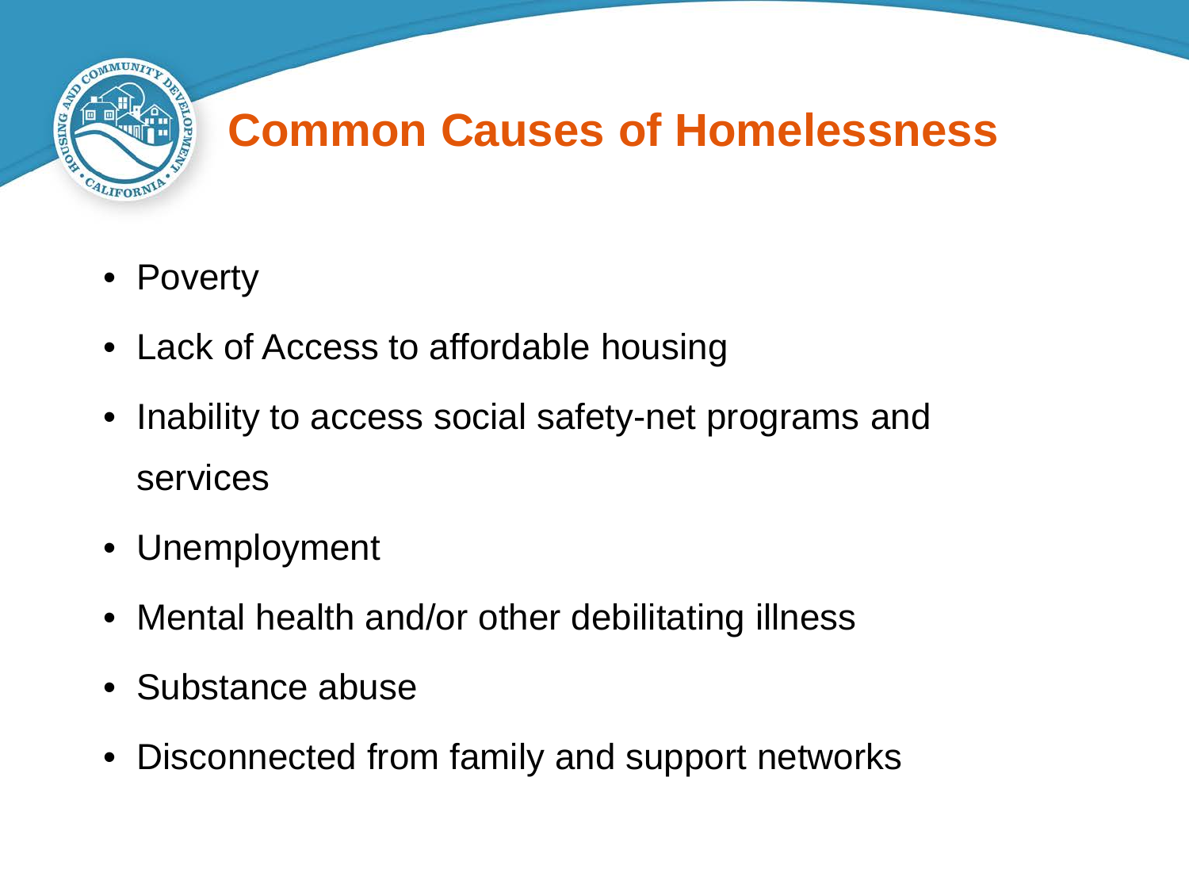# Common Causes of Homelessness

- Poverty
- Lack of Access to affordable housing
- Inability to access social safety-net programs and services
- Unemployment
- Mental health and/or other debilitating illness
- Substance abuse
- Disconnected from family and support networks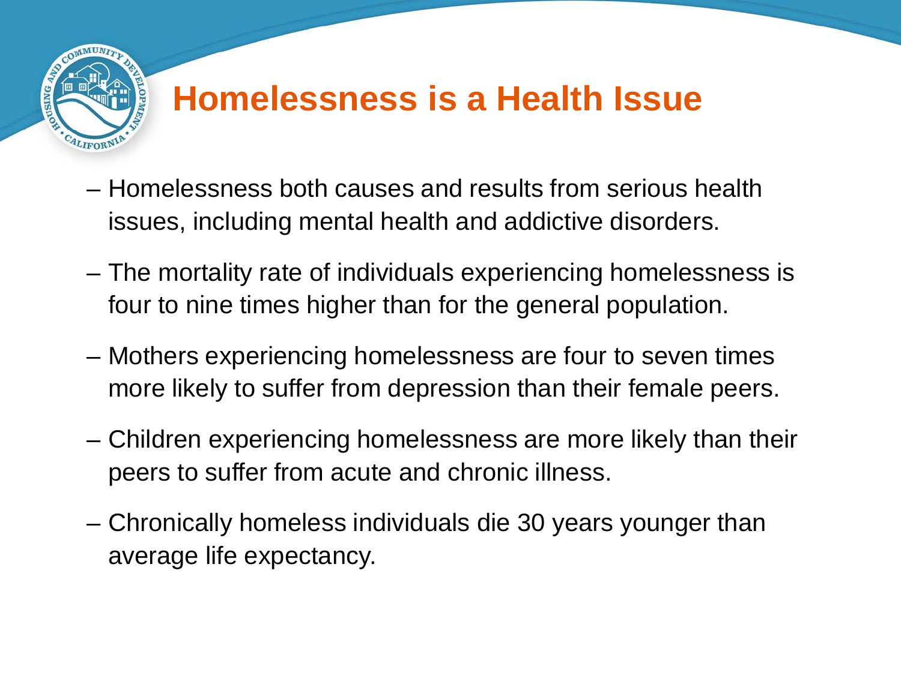# Homelessness is a Health Issue

- Homelessness both causes and results from serious health issues, including mental health and addictive disorders.
- The mortality rate of individuals experiencing homelessness is four to nine times higher than for the general population.
- Mothers experiencing homelessness are four to seven times more likely to suffer from depression than their female peers.
- Children experiencing homelessness are more likely than their peers to suffer from acute and chronic illness.
- Chronically homeless individuals die 30 years younger than average life expectancy.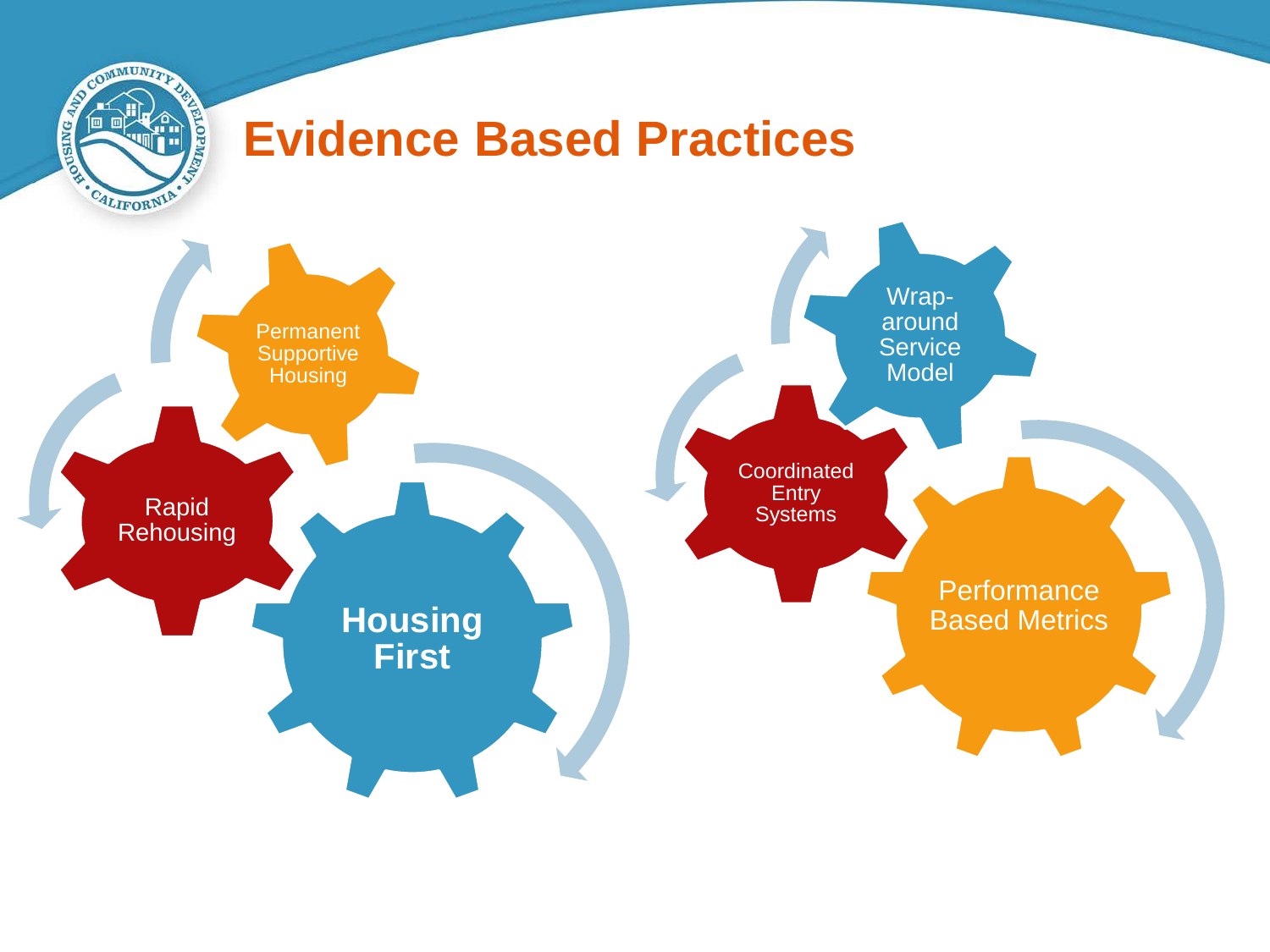# Evidence Based Practices

- Permanent Supportive Housing
- Rapid Rehousing
- **Housing First**
- Wrap-around Service Model
- Coordinated Entry Systems
- Performance Based Metrics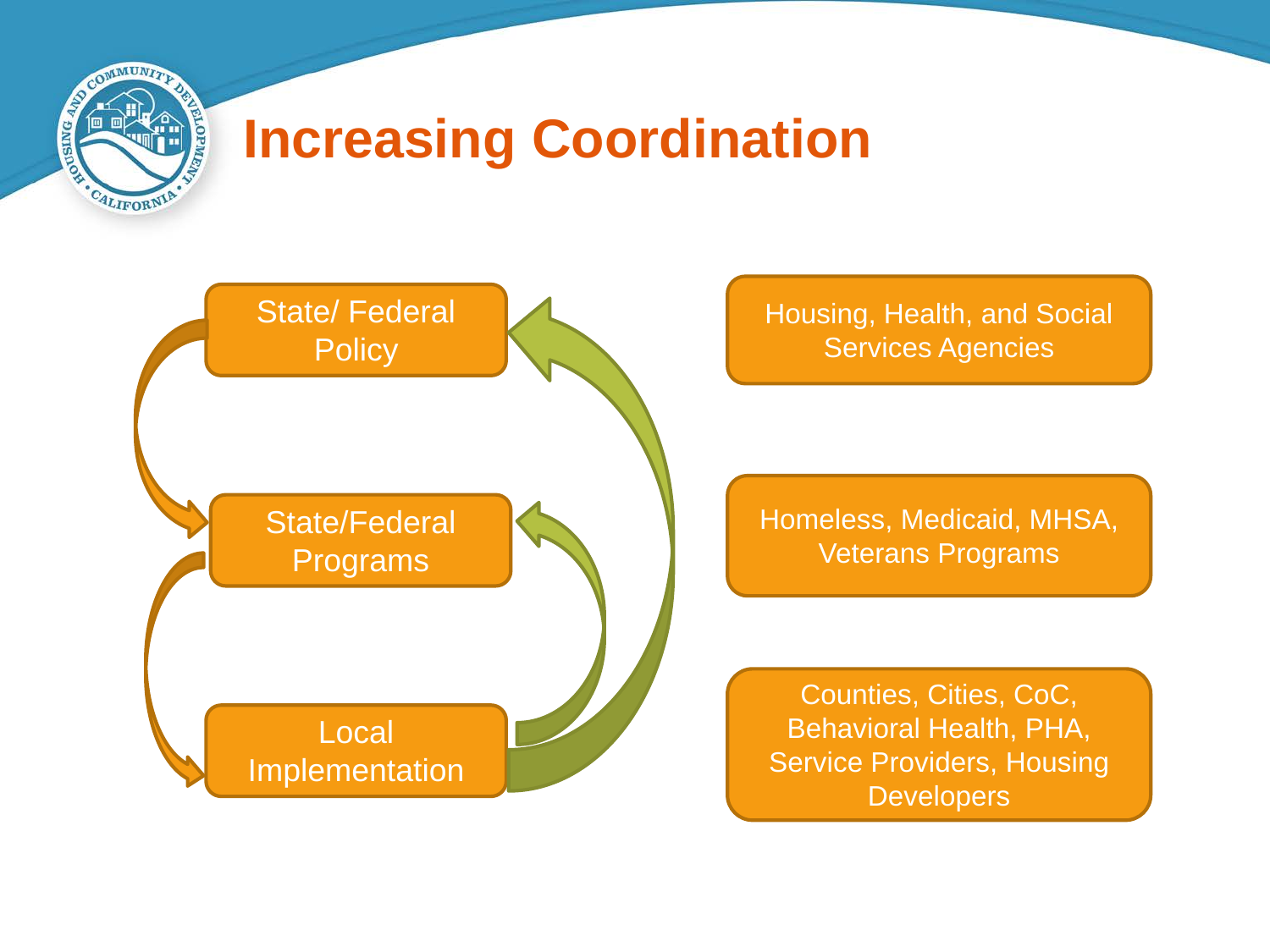# Increasing Coordination

State/ Federal Policy

State/Federal Programs

Local Implementation

Housing, Health, and Social Services Agencies

Homeless, Medicaid, MHSA, Veterans Programs

Counties, Cities, CoC, Behavioral Health, PHA, Service Providers, Housing Developers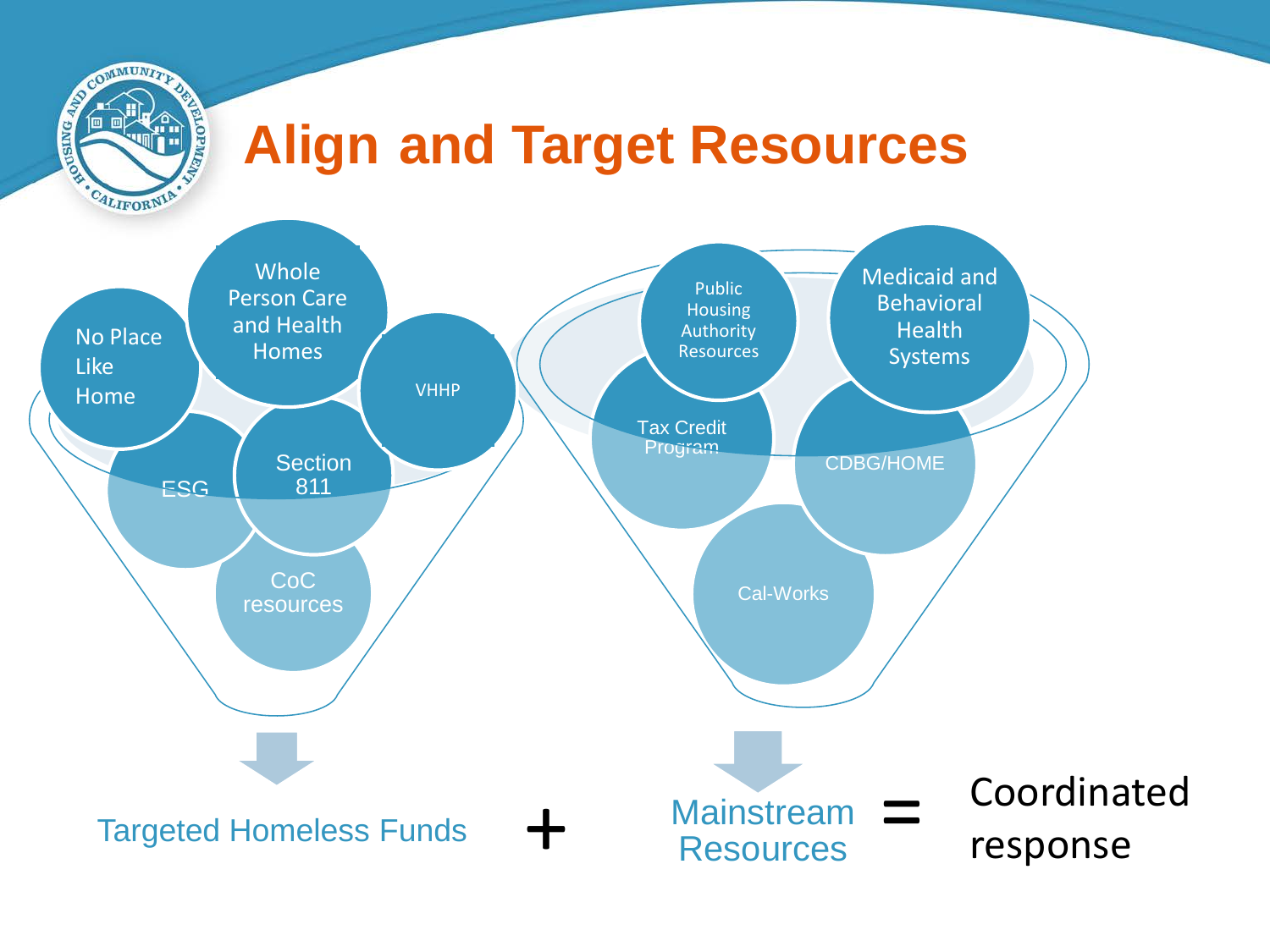# Align and Target Resources

- No Place Like Home
- Whole Person Care and Health Homes
- VHHP
- ESG
- Section 811
- CoC resources

- Public Housing Authority Resources
- Medicaid and Behavioral Health Systems
- Tax Credit Program
- CDBG/HOME
- Cal-Works

Targeted Homeless Funds + Mainstream Resources = Coordinated response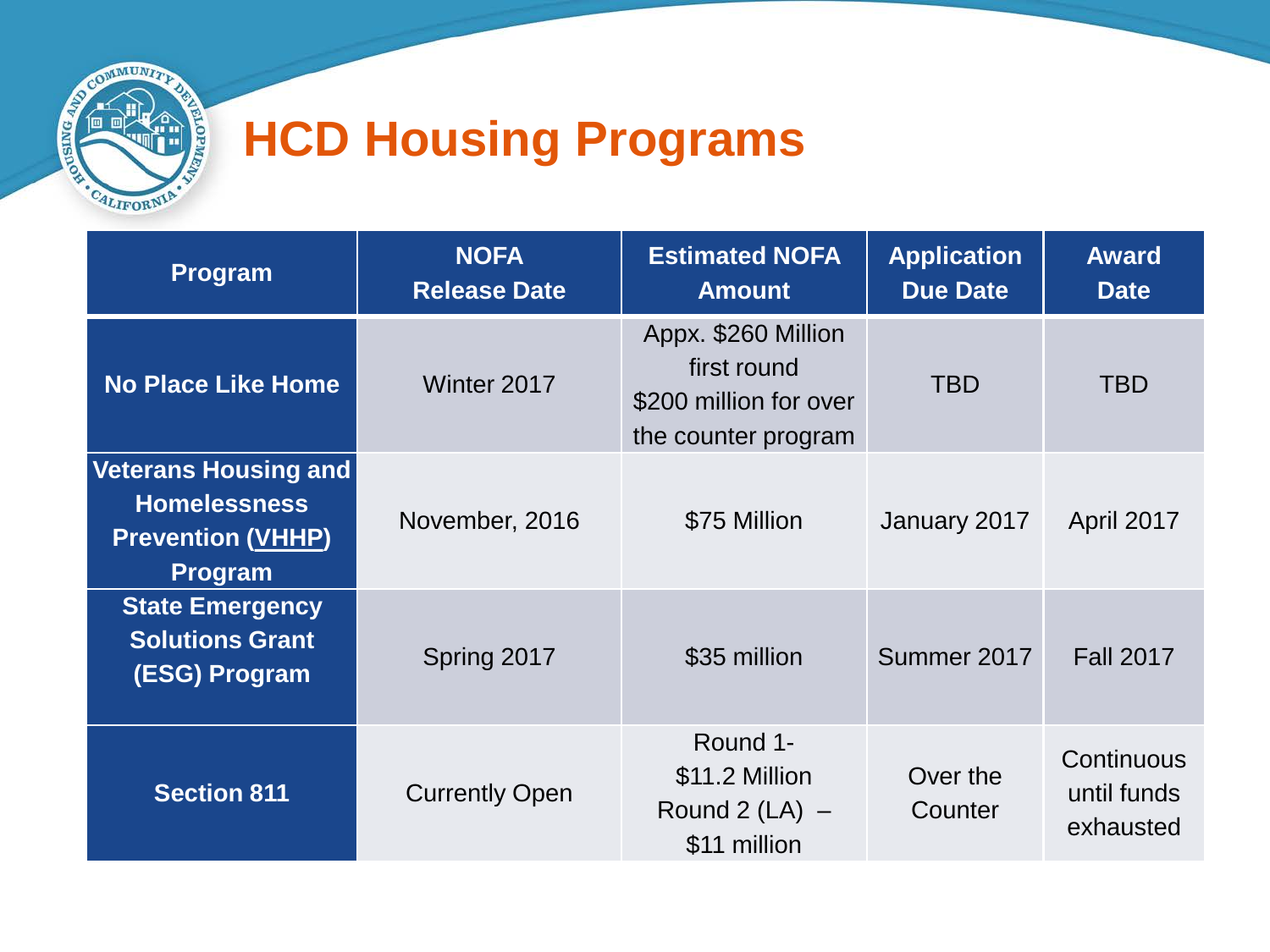# HCD Housing Programs

| Program | NOFA Release Date | Estimated NOFA Amount | Application Due Date | Award Date |
|---|---|---|---|---|
| **No Place Like Home** | Winter 2017 | Appx. $260 Million first round $200 million for over the counter program | TBD | TBD |
| **Veterans Housing and Homelessness Prevention (VHHP) Program** | November, 2016 | $75 Million | January 2017 | April 2017 |
| **State Emergency Solutions Grant (ESG) Program** | Spring 2017 | $35 million | Summer 2017 | Fall 2017 |
| **Section 811** | Currently Open | Round 1- $11.2 Million Round 2 (LA) – $11 million | Over the Counter | Continuous until funds exhausted |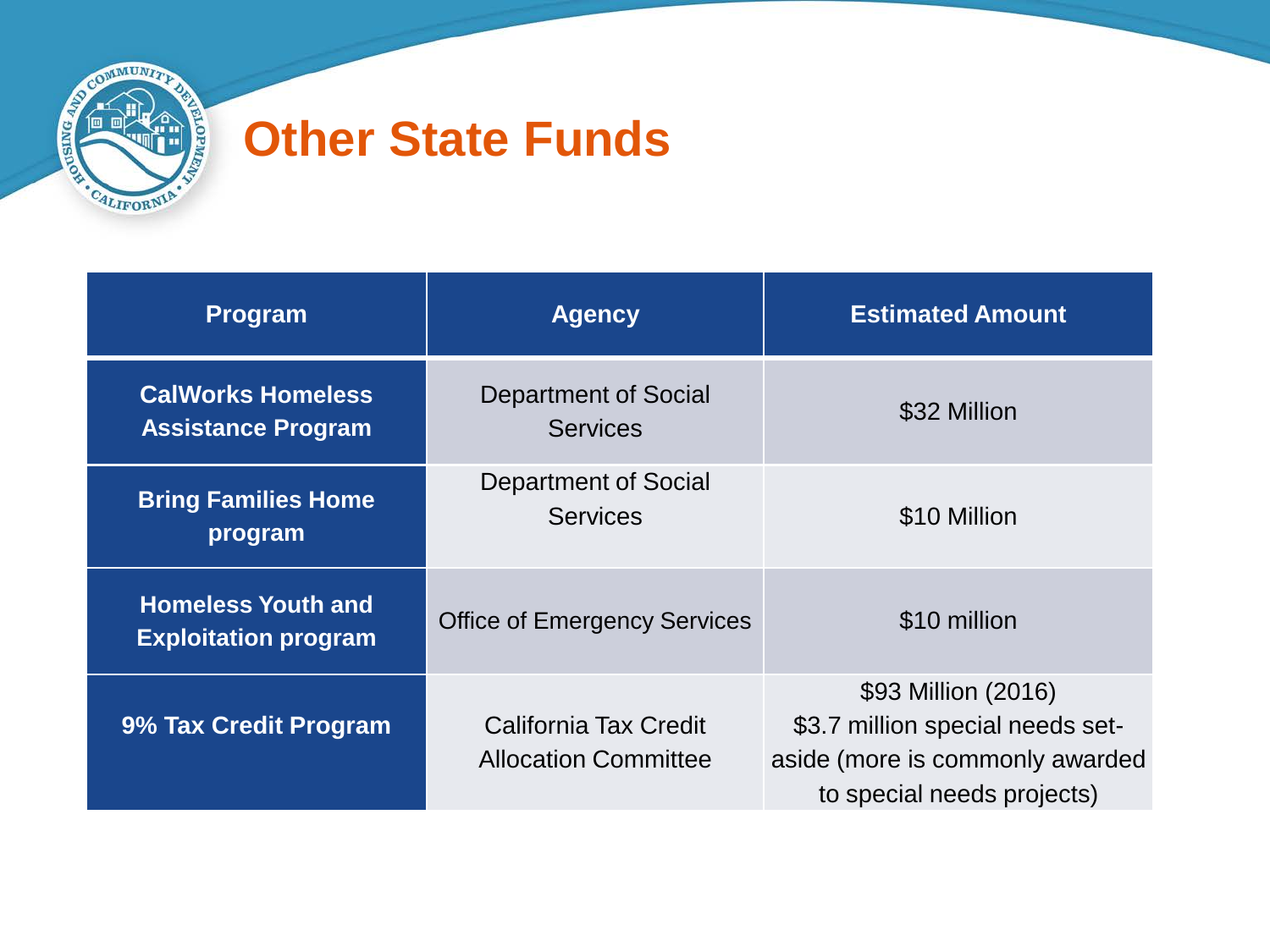# Other State Funds

| Program | Agency | Estimated Amount |
|---|---|---|
| **CalWorks Homeless Assistance Program** | Department of Social Services | $32 Million |
| **Bring Families Home program** | Department of Social Services | $10 Million |
| **Homeless Youth and Exploitation program** | Office of Emergency Services | $10 million |
| **9% Tax Credit Program** | California Tax Credit Allocation Committee | $93 Million (2016)<br>$3.7 million special needs set-aside (more is commonly awarded to special needs projects) |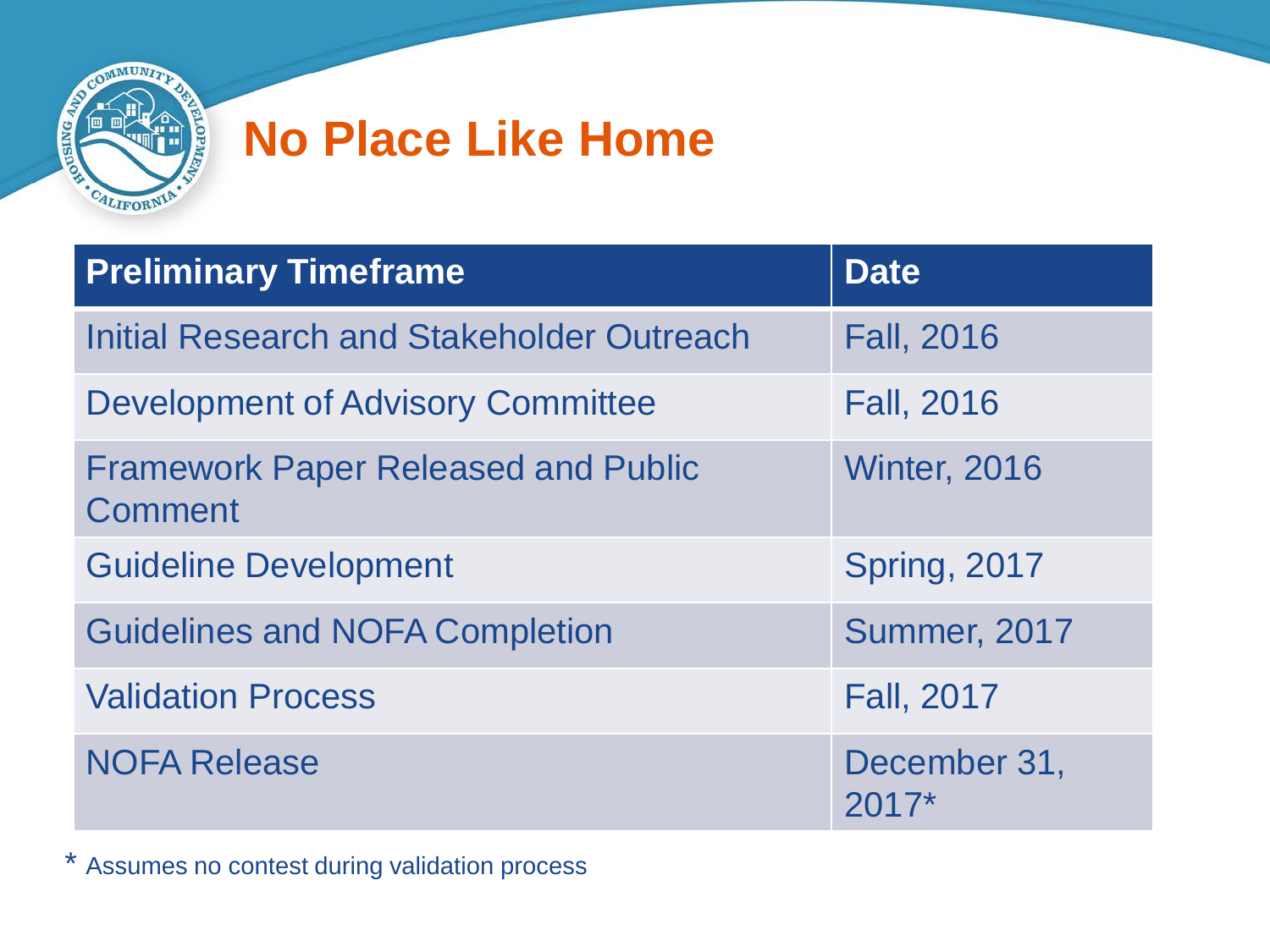# No Place Like Home

| Preliminary Timeframe | Date |
| --- | --- |
| Initial Research and Stakeholder Outreach | Fall, 2016 |
| Development of Advisory Committee | Fall, 2016 |
| Framework Paper Released and Public Comment | Winter, 2016 |
| Guideline Development | Spring, 2017 |
| Guidelines and NOFA Completion | Summer, 2017 |
| Validation Process | Fall, 2017 |
| NOFA Release | December 31, 2017* |

* Assumes no contest during validation process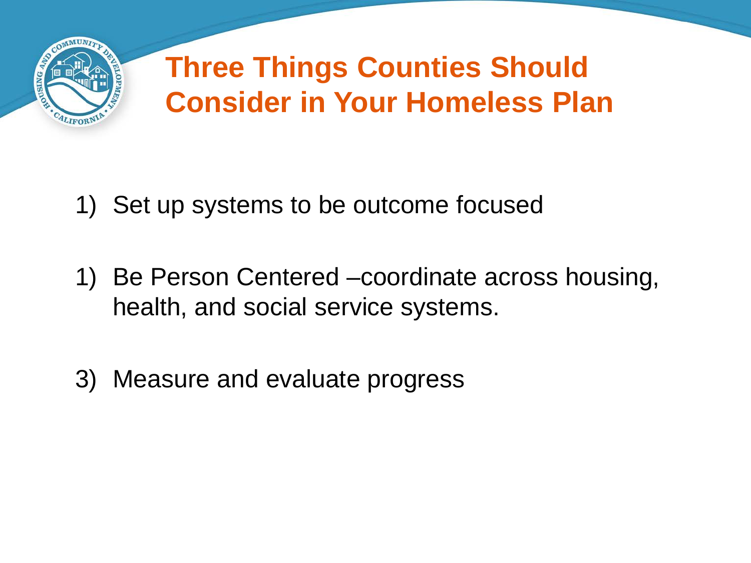# Three Things Counties Should Consider in Your Homeless Plan

1) Set up systems to be outcome focused

1) Be Person Centered –coordinate across housing, health, and social service systems.

3) Measure and evaluate progress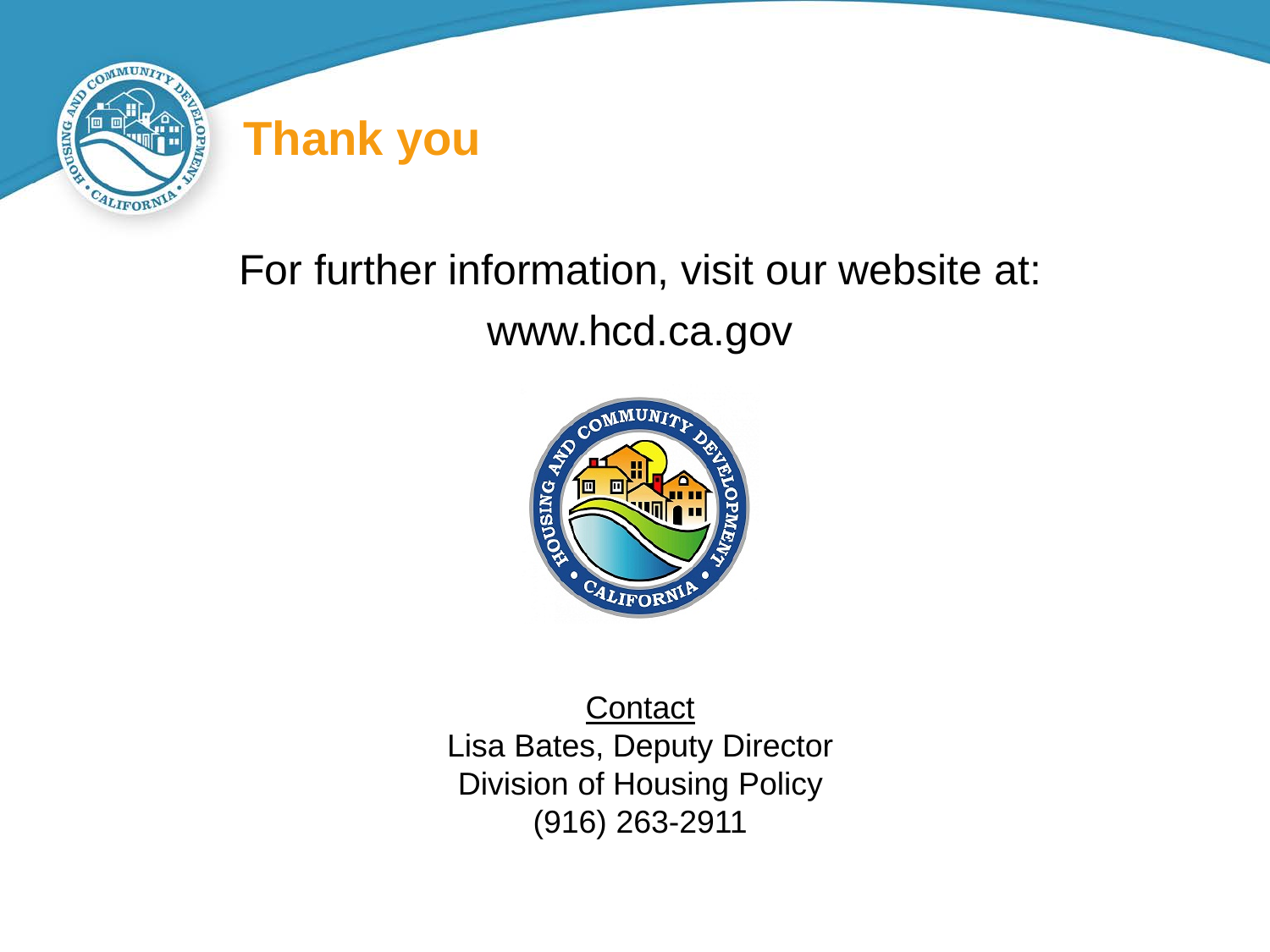# Thank you

For further information, visit our website at:

www.hcd.ca.gov

Contact

Lisa Bates, Deputy Director

Division of Housing Policy

(916) 263-2911